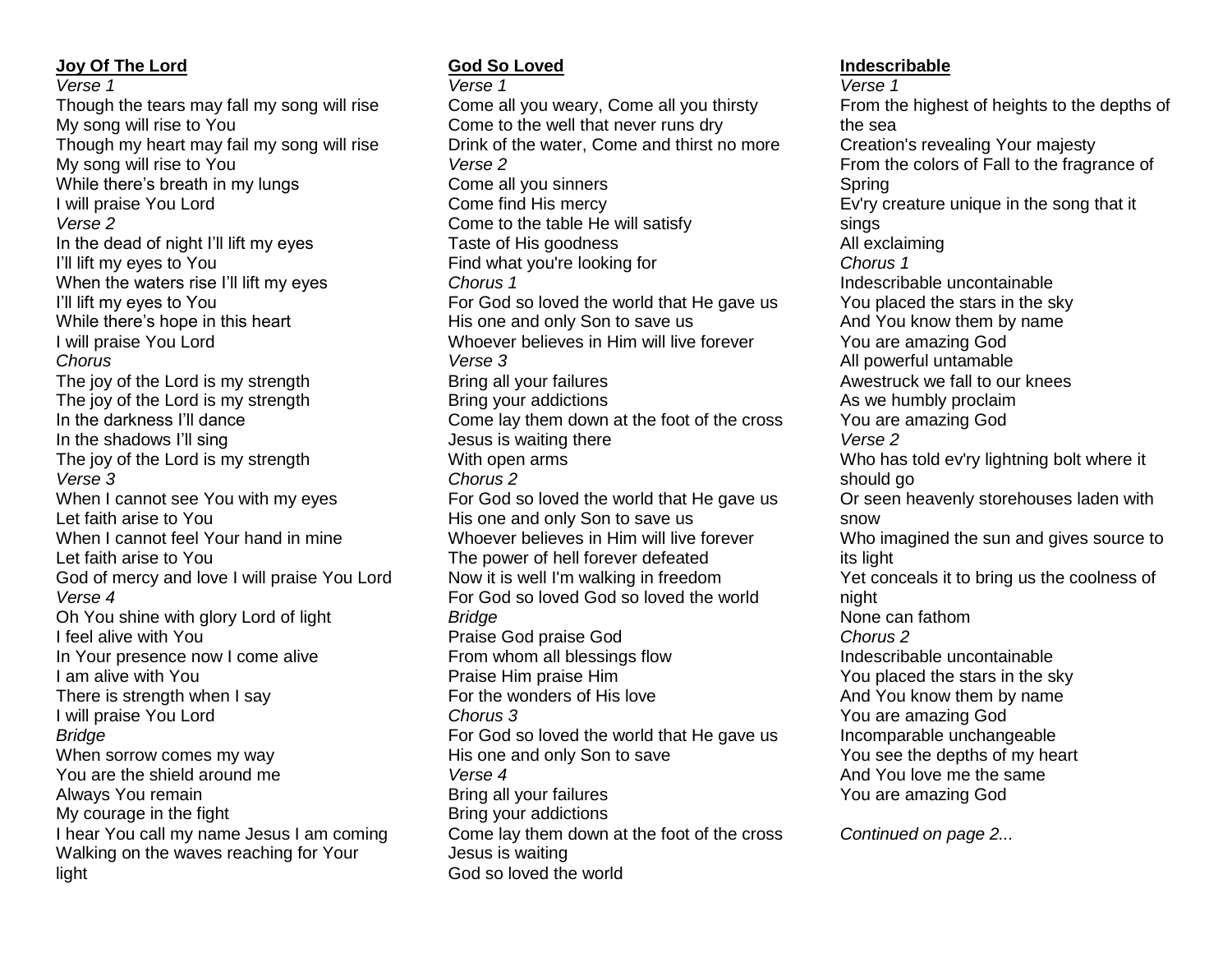**Joy Of The Lord**

*Verse 1*

Though the tears may fall my song will rise
My song will rise to You
Though my heart may fail my song will rise
My song will rise to You
While there's breath in my lungs
I will praise You Lord

*Verse 2*

In the dead of night I'll lift my eyes
I'll lift my eyes to You
When the waters rise I'll lift my eyes
I'll lift my eyes to You
While there's hope in this heart
I will praise You Lord

*Chorus*

The joy of the Lord is my strength
The joy of the Lord is my strength
In the darkness I'll dance
In the shadows I'll sing
The joy of the Lord is my strength

*Verse 3*

When I cannot see You with my eyes
Let faith arise to You
When I cannot feel Your hand in mine
Let faith arise to You
God of mercy and love I will praise You Lord

*Verse 4*

Oh You shine with glory Lord of light
I feel alive with You
In Your presence now I come alive
I am alive with You
There is strength when I say
I will praise You Lord

*Bridge*

When sorrow comes my way
You are the shield around me
Always You remain
My courage in the fight
I hear You call my name Jesus I am coming
Walking on the waves reaching for Your light

**God So Loved**

*Verse 1*

Come all you weary, Come all you thirsty
Come to the well that never runs dry
Drink of the water, Come and thirst no more

*Verse 2*

Come all you sinners
Come find His mercy
Come to the table He will satisfy
Taste of His goodness
Find what you're looking for

*Chorus 1*

For God so loved the world that He gave us
His one and only Son to save us
Whoever believes in Him will live forever

*Verse 3*

Bring all your failures
Bring your addictions
Come lay them down at the foot of the cross
Jesus is waiting there
With open arms

*Chorus 2*

For God so loved the world that He gave us
His one and only Son to save us
Whoever believes in Him will live forever
The power of hell forever defeated
Now it is well I'm walking in freedom
For God so loved God so loved the world

*Bridge*

Praise God praise God
From whom all blessings flow
Praise Him praise Him
For the wonders of His love

*Chorus 3*

For God so loved the world that He gave us
His one and only Son to save

*Verse 4*

Bring all your failures
Bring your addictions
Come lay them down at the foot of the cross
Jesus is waiting
God so loved the world

**Indescribable**

*Verse 1*

From the highest of heights to the depths of the sea
Creation's revealing Your majesty
From the colors of Fall to the fragrance of Spring
Ev'ry creature unique in the song that it sings
All exclaiming

*Chorus 1*

Indescribable uncontainable
You placed the stars in the sky
And You know them by name
You are amazing God
All powerful untamable
Awestruck we fall to our knees
As we humbly proclaim
You are amazing God

*Verse 2*

Who has told ev'ry lightning bolt where it should go
Or seen heavenly storehouses laden with snow
Who imagined the sun and gives source to its light
Yet conceals it to bring us the coolness of night
None can fathom

*Chorus 2*

Indescribable uncontainable
You placed the stars in the sky
And You know them by name
You are amazing God
Incomparable unchangeable
You see the depths of my heart
And You love me the same
You are amazing God

*Continued on page 2...*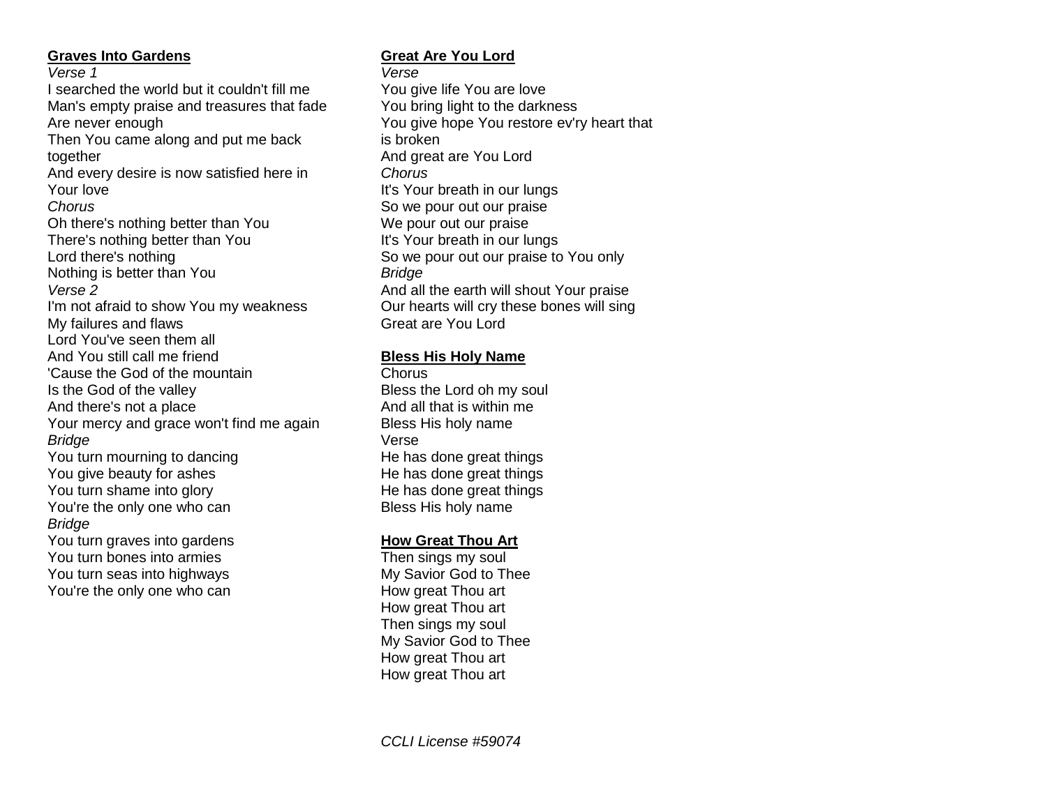**Graves Into Gardens**

*Verse 1*

I searched the world but it couldn't fill me
Man's empty praise and treasures that fade
Are never enough
Then You came along and put me back together
And every desire is now satisfied here in Your love

*Chorus*

Oh there's nothing better than You
There's nothing better than You
Lord there's nothing
Nothing is better than You

*Verse 2*

I'm not afraid to show You my weakness
My failures and flaws
Lord You've seen them all
And You still call me friend
'Cause the God of the mountain
Is the God of the valley
And there's not a place
Your mercy and grace won't find me again

*Bridge*

You turn mourning to dancing
You give beauty for ashes
You turn shame into glory
You're the only one who can

*Bridge*

You turn graves into gardens
You turn bones into armies
You turn seas into highways
You're the only one who can

**Great Are You Lord**

*Verse*

You give life You are love
You bring light to the darkness
You give hope You restore ev'ry heart that is broken
And great are You Lord

*Chorus*

It's Your breath in our lungs
So we pour out our praise
We pour out our praise
It's Your breath in our lungs
So we pour out our praise to You only

*Bridge*

And all the earth will shout Your praise
Our hearts will cry these bones will sing
Great are You Lord

**Bless His Holy Name**

Chorus

Bless the Lord oh my soul
And all that is within me
Bless His holy name

Verse

He has done great things
He has done great things
He has done great things
Bless His holy name

**How Great Thou Art**

Then sings my soul
My Savior God to Thee
How great Thou art
How great Thou art
Then sings my soul
My Savior God to Thee
How great Thou art
How great Thou art

*CCLI License #59074*